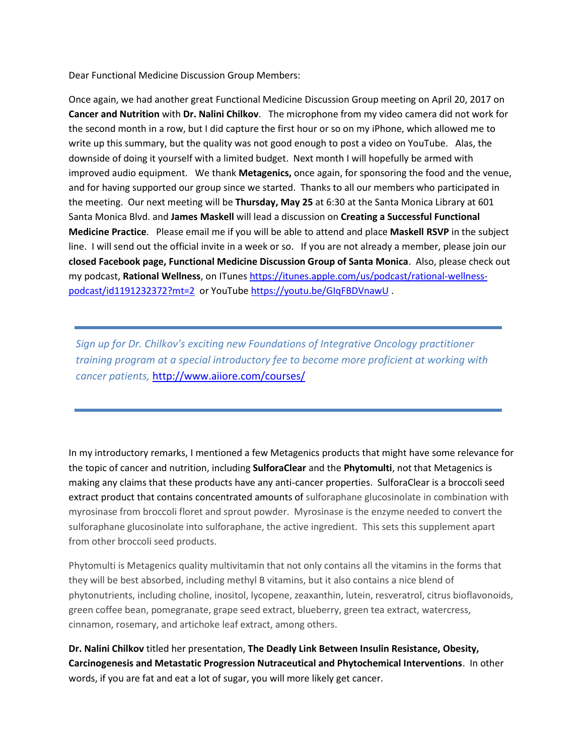Dear Functional Medicine Discussion Group Members:

Once again, we had another great Functional Medicine Discussion Group meeting on April 20, 2017 on **Cancer and Nutrition** with **Dr. Nalini Chilkov**. The microphone from my video camera did not work for the second month in a row, but I did capture the first hour or so on my iPhone, which allowed me to write up this summary, but the quality was not good enough to post a video on YouTube. Alas, the downside of doing it yourself with a limited budget. Next month I will hopefully be armed with improved audio equipment. We thank **Metagenics,** once again, for sponsoring the food and the venue, and for having supported our group since we started. Thanks to all our members who participated in the meeting. Our next meeting will be **Thursday, May 25** at 6:30 at the Santa Monica Library at 601 Santa Monica Blvd. and **James Maskell** will lead a discussion on **Creating a Successful Functional Medicine Practice**. Please email me if you will be able to attend and place **Maskell RSVP** in the subject line. I will send out the official invite in a week or so. If you are not already a member, please join our **closed Facebook page, Functional Medicine Discussion Group of Santa Monica**. Also, please check out my podcast, **Rational Wellness**, on ITunes [https://itunes.apple.com/us/podcast/rational-wellness-podcast/id1191232372?mt=2](https://itunes.apple.com/us/podcast/rational-wellness-podcast/id1191232372?mt=2) or YouTube [https://youtu.be/GIqFBDVnawU](https://youtu.be/GIqFBDVnawU) .

---

*Sign up for Dr. Chilkov's exciting new Foundations of Integrative Oncology practitioner training program at a special introductory fee to become more proficient at working with cancer patients,* [http://www.aiiore.com/courses/](http://www.aiiore.com/courses/)

---

In my introductory remarks, I mentioned a few Metagenics products that might have some relevance for the topic of cancer and nutrition, including **SulforaClear** and the **Phytomulti**, not that Metagenics is making any claims that these products have any anti-cancer properties. SulforaClear is a broccoli seed extract product that contains concentrated amounts of sulforaphane glucosinolate in combination with myrosinase from broccoli floret and sprout powder. Myrosinase is the enzyme needed to convert the sulforaphane glucosinolate into sulforaphane, the active ingredient. This sets this supplement apart from other broccoli seed products.

Phytomulti is Metagenics quality multivitamin that not only contains all the vitamins in the forms that they will be best absorbed, including methyl B vitamins, but it also contains a nice blend of phytonutrients, including choline, inositol, lycopene, zeaxanthin, lutein, resveratrol, citrus bioflavonoids, green coffee bean, pomegranate, grape seed extract, blueberry, green tea extract, watercress, cinnamon, rosemary, and artichoke leaf extract, among others.

**Dr. Nalini Chilkov** titled her presentation, **The Deadly Link Between Insulin Resistance, Obesity, Carcinogenesis and Metastatic Progression Nutraceutical and Phytochemical Interventions**. In other words, if you are fat and eat a lot of sugar, you will more likely get cancer.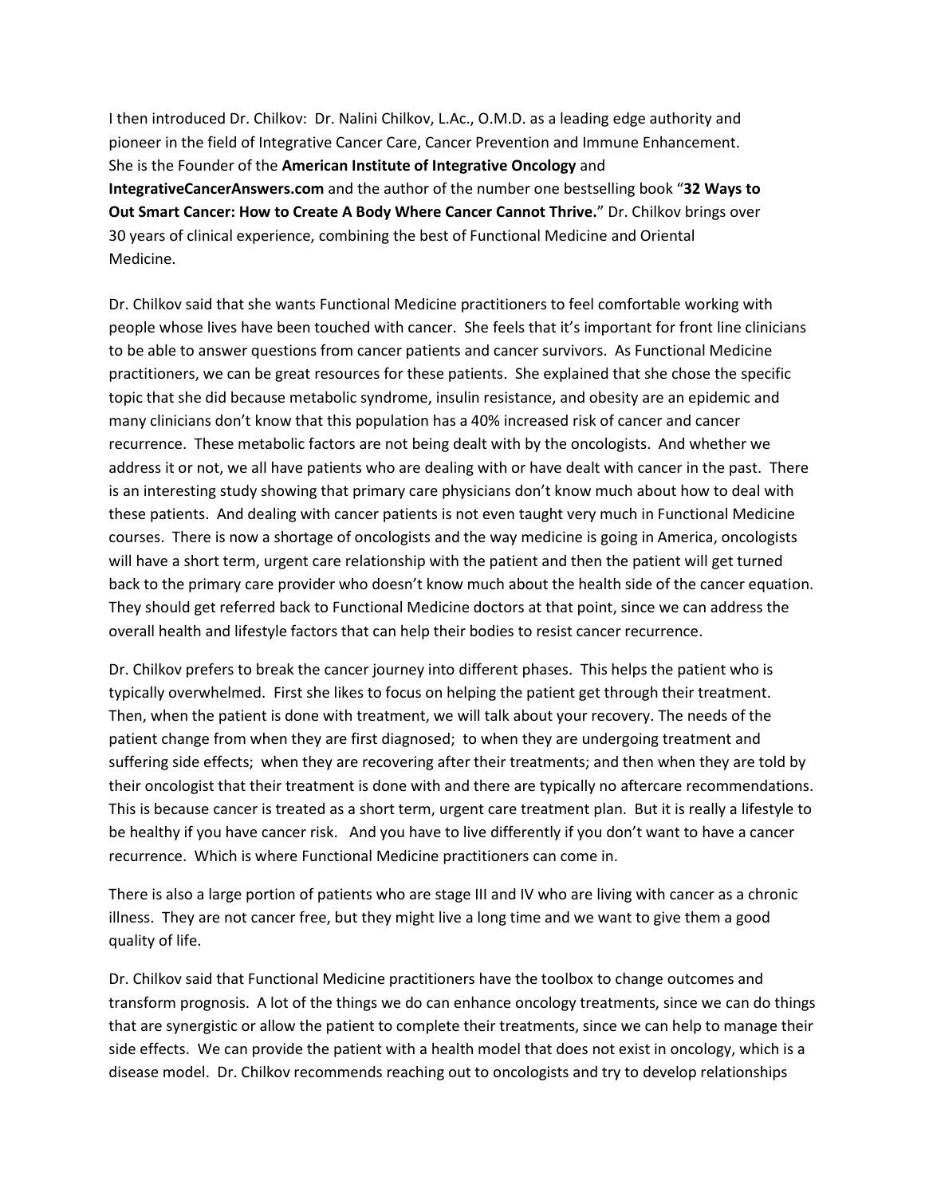I then introduced Dr. Chilkov: Dr. Nalini Chilkov, L.Ac., O.M.D. as a leading edge authority and pioneer in the field of Integrative Cancer Care, Cancer Prevention and Immune Enhancement. She is the Founder of the **American Institute of Integrative Oncology** and **IntegrativeCancerAnswers.com** and the author of the number one bestselling book "**32 Ways to Out Smart Cancer: How to Create A Body Where Cancer Cannot Thrive.**" Dr. Chilkov brings over 30 years of clinical experience, combining the best of Functional Medicine and Oriental Medicine.

Dr. Chilkov said that she wants Functional Medicine practitioners to feel comfortable working with people whose lives have been touched with cancer. She feels that it's important for front line clinicians to be able to answer questions from cancer patients and cancer survivors. As Functional Medicine practitioners, we can be great resources for these patients. She explained that she chose the specific topic that she did because metabolic syndrome, insulin resistance, and obesity are an epidemic and many clinicians don't know that this population has a 40% increased risk of cancer and cancer recurrence. These metabolic factors are not being dealt with by the oncologists. And whether we address it or not, we all have patients who are dealing with or have dealt with cancer in the past. There is an interesting study showing that primary care physicians don't know much about how to deal with these patients. And dealing with cancer patients is not even taught very much in Functional Medicine courses. There is now a shortage of oncologists and the way medicine is going in America, oncologists will have a short term, urgent care relationship with the patient and then the patient will get turned back to the primary care provider who doesn't know much about the health side of the cancer equation. They should get referred back to Functional Medicine doctors at that point, since we can address the overall health and lifestyle factors that can help their bodies to resist cancer recurrence.

Dr. Chilkov prefers to break the cancer journey into different phases. This helps the patient who is typically overwhelmed. First she likes to focus on helping the patient get through their treatment. Then, when the patient is done with treatment, we will talk about your recovery. The needs of the patient change from when they are first diagnosed; to when they are undergoing treatment and suffering side effects; when they are recovering after their treatments; and then when they are told by their oncologist that their treatment is done with and there are typically no aftercare recommendations. This is because cancer is treated as a short term, urgent care treatment plan. But it is really a lifestyle to be healthy if you have cancer risk. And you have to live differently if you don't want to have a cancer recurrence. Which is where Functional Medicine practitioners can come in.

There is also a large portion of patients who are stage III and IV who are living with cancer as a chronic illness. They are not cancer free, but they might live a long time and we want to give them a good quality of life.

Dr. Chilkov said that Functional Medicine practitioners have the toolbox to change outcomes and transform prognosis. A lot of the things we do can enhance oncology treatments, since we can do things that are synergistic or allow the patient to complete their treatments, since we can help to manage their side effects. We can provide the patient with a health model that does not exist in oncology, which is a disease model. Dr. Chilkov recommends reaching out to oncologists and try to develop relationships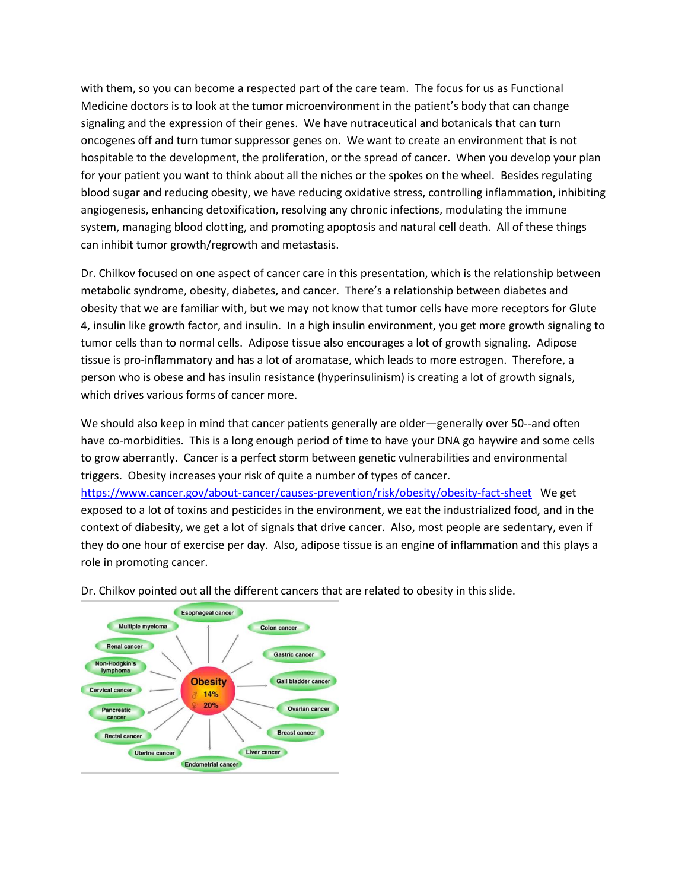with them, so you can become a respected part of the care team. The focus for us as Functional Medicine doctors is to look at the tumor microenvironment in the patient's body that can change signaling and the expression of their genes. We have nutraceutical and botanicals that can turn oncogenes off and turn tumor suppressor genes on. We want to create an environment that is not hospitable to the development, the proliferation, or the spread of cancer. When you develop your plan for your patient you want to think about all the niches or the spokes on the wheel. Besides regulating blood sugar and reducing obesity, we have reducing oxidative stress, controlling inflammation, inhibiting angiogenesis, enhancing detoxification, resolving any chronic infections, modulating the immune system, managing blood clotting, and promoting apoptosis and natural cell death. All of these things can inhibit tumor growth/regrowth and metastasis.

Dr. Chilkov focused on one aspect of cancer care in this presentation, which is the relationship between metabolic syndrome, obesity, diabetes, and cancer. There's a relationship between diabetes and obesity that we are familiar with, but we may not know that tumor cells have more receptors for Glute 4, insulin like growth factor, and insulin. In a high insulin environment, you get more growth signaling to tumor cells than to normal cells. Adipose tissue also encourages a lot of growth signaling. Adipose tissue is pro-inflammatory and has a lot of aromatase, which leads to more estrogen. Therefore, a person who is obese and has insulin resistance (hyperinsulinism) is creating a lot of growth signals, which drives various forms of cancer more.

We should also keep in mind that cancer patients generally are older—generally over 50--and often have co-morbidities. This is a long enough period of time to have your DNA go haywire and some cells to grow aberrantly. Cancer is a perfect storm between genetic vulnerabilities and environmental triggers. Obesity increases your risk of quite a number of types of cancer. https://www.cancer.gov/about-cancer/causes-prevention/risk/obesity/obesity-fact-sheet We get exposed to a lot of toxins and pesticides in the environment, we eat the industrialized food, and in the context of diabesity, we get a lot of signals that drive cancer. Also, most people are sedentary, even if they do one hour of exercise per day. Also, adipose tissue is an engine of inflammation and this plays a role in promoting cancer.

Dr. Chilkov pointed out all the different cancers that are related to obesity in this slide.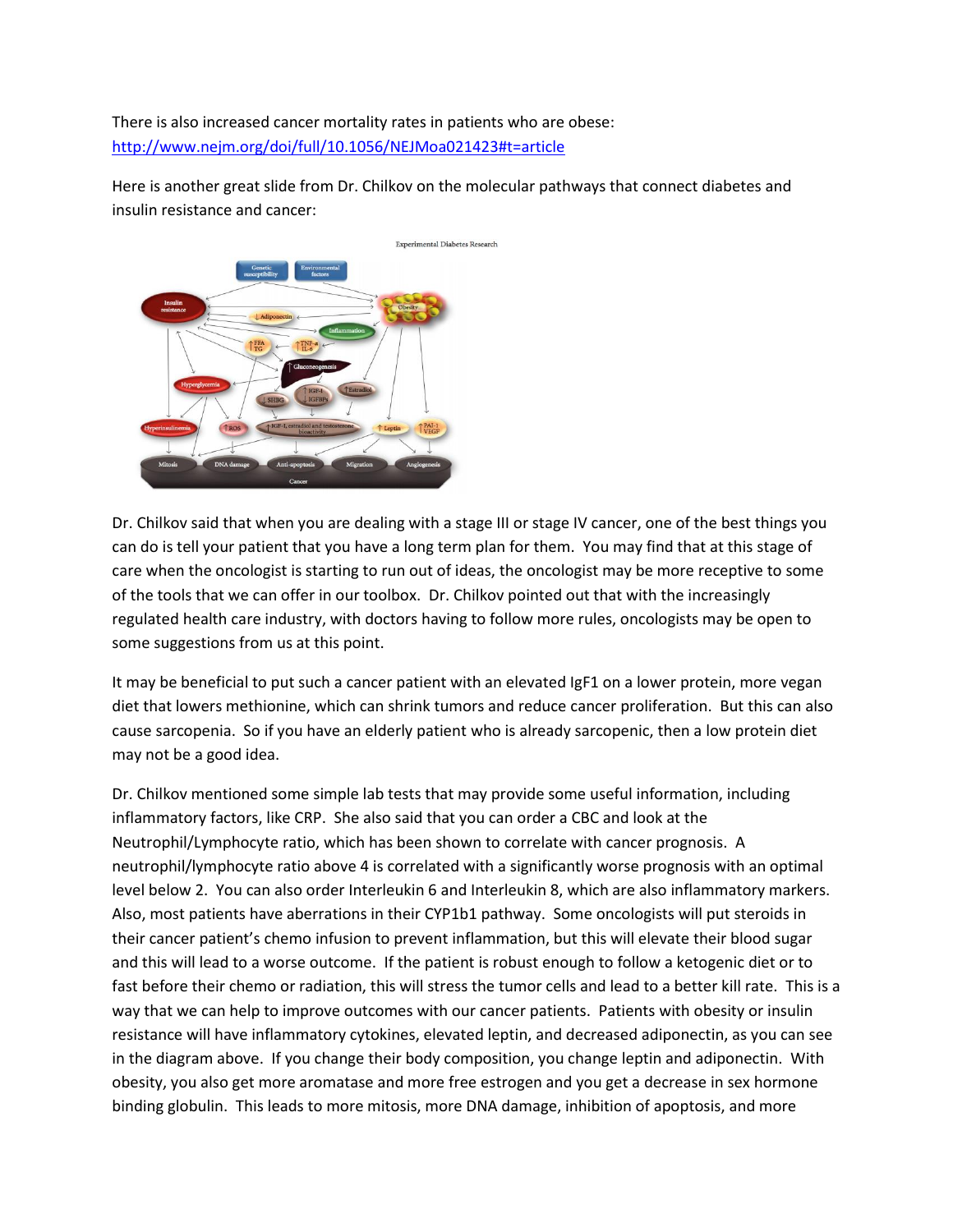There is also increased cancer mortality rates in patients who are obese:
http://www.nejm.org/doi/full/10.1056/NEJMoa021423#t=article

Here is another great slide from Dr. Chilkov on the molecular pathways that connect diabetes and insulin resistance and cancer:

Dr. Chilkov said that when you are dealing with a stage III or stage IV cancer, one of the best things you can do is tell your patient that you have a long term plan for them. You may find that at this stage of care when the oncologist is starting to run out of ideas, the oncologist may be more receptive to some of the tools that we can offer in our toolbox. Dr. Chilkov pointed out that with the increasingly regulated health care industry, with doctors having to follow more rules, oncologists may be open to some suggestions from us at this point.

It may be beneficial to put such a cancer patient with an elevated IgF1 on a lower protein, more vegan diet that lowers methionine, which can shrink tumors and reduce cancer proliferation. But this can also cause sarcopenia. So if you have an elderly patient who is already sarcopenic, then a low protein diet may not be a good idea.

Dr. Chilkov mentioned some simple lab tests that may provide some useful information, including inflammatory factors, like CRP. She also said that you can order a CBC and look at the Neutrophil/Lymphocyte ratio, which has been shown to correlate with cancer prognosis. A neutrophil/lymphocyte ratio above 4 is correlated with a significantly worse prognosis with an optimal level below 2. You can also order Interleukin 6 and Interleukin 8, which are also inflammatory markers. Also, most patients have aberrations in their CYP1b1 pathway. Some oncologists will put steroids in their cancer patient's chemo infusion to prevent inflammation, but this will elevate their blood sugar and this will lead to a worse outcome. If the patient is robust enough to follow a ketogenic diet or to fast before their chemo or radiation, this will stress the tumor cells and lead to a better kill rate. This is a way that we can help to improve outcomes with our cancer patients. Patients with obesity or insulin resistance will have inflammatory cytokines, elevated leptin, and decreased adiponectin, as you can see in the diagram above. If you change their body composition, you change leptin and adiponectin. With obesity, you also get more aromatase and more free estrogen and you get a decrease in sex hormone binding globulin. This leads to more mitosis, more DNA damage, inhibition of apoptosis, and more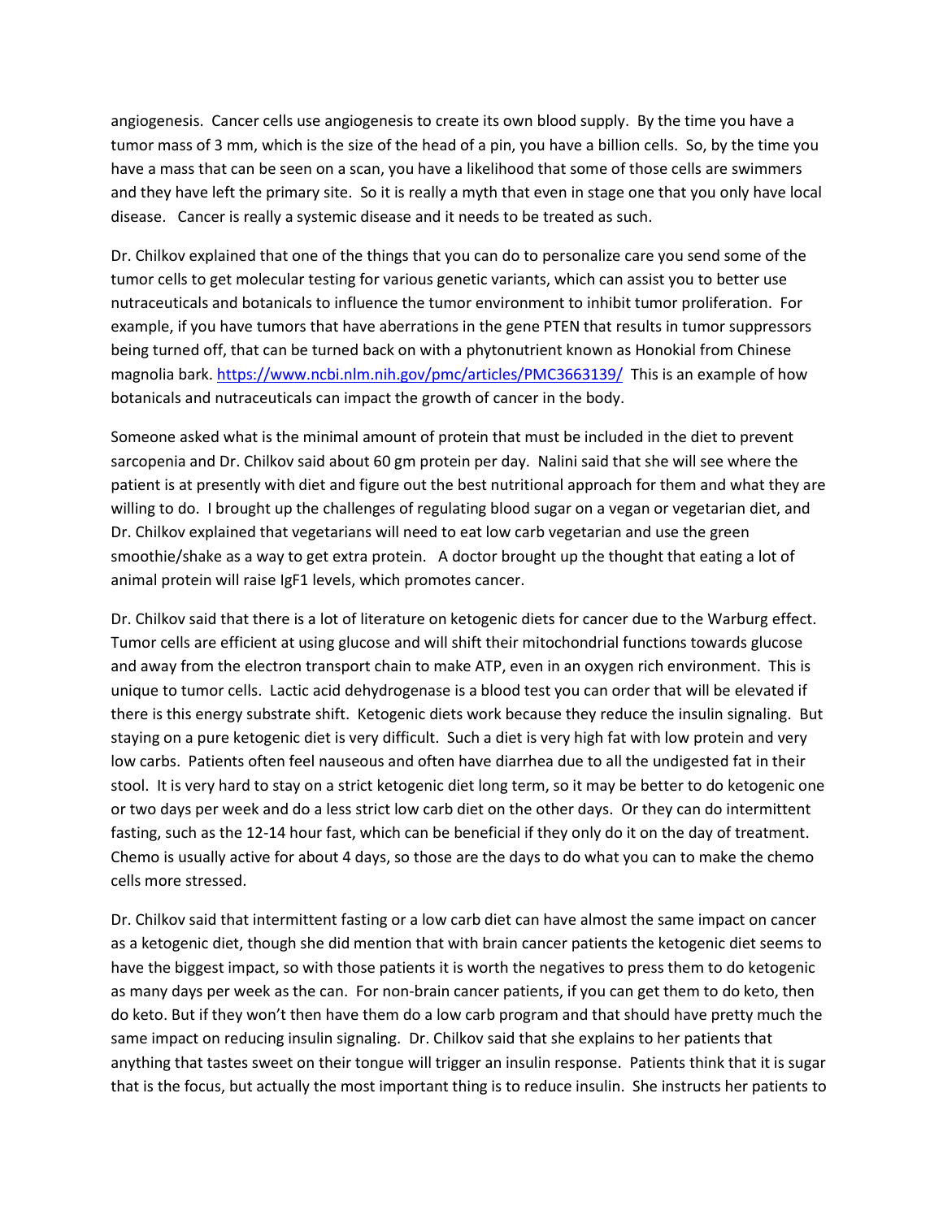angiogenesis. Cancer cells use angiogenesis to create its own blood supply. By the time you have a tumor mass of 3 mm, which is the size of the head of a pin, you have a billion cells. So, by the time you have a mass that can be seen on a scan, you have a likelihood that some of those cells are swimmers and they have left the primary site. So it is really a myth that even in stage one that you only have local disease. Cancer is really a systemic disease and it needs to be treated as such.

Dr. Chilkov explained that one of the things that you can do to personalize care you send some of the tumor cells to get molecular testing for various genetic variants, which can assist you to better use nutraceuticals and botanicals to influence the tumor environment to inhibit tumor proliferation. For example, if you have tumors that have aberrations in the gene PTEN that results in tumor suppressors being turned off, that can be turned back on with a phytonutrient known as Honokial from Chinese magnolia bark. https://www.ncbi.nlm.nih.gov/pmc/articles/PMC3663139/ This is an example of how botanicals and nutraceuticals can impact the growth of cancer in the body.

Someone asked what is the minimal amount of protein that must be included in the diet to prevent sarcopenia and Dr. Chilkov said about 60 gm protein per day. Nalini said that she will see where the patient is at presently with diet and figure out the best nutritional approach for them and what they are willing to do. I brought up the challenges of regulating blood sugar on a vegan or vegetarian diet, and Dr. Chilkov explained that vegetarians will need to eat low carb vegetarian and use the green smoothie/shake as a way to get extra protein. A doctor brought up the thought that eating a lot of animal protein will raise IgF1 levels, which promotes cancer.

Dr. Chilkov said that there is a lot of literature on ketogenic diets for cancer due to the Warburg effect. Tumor cells are efficient at using glucose and will shift their mitochondrial functions towards glucose and away from the electron transport chain to make ATP, even in an oxygen rich environment. This is unique to tumor cells. Lactic acid dehydrogenase is a blood test you can order that will be elevated if there is this energy substrate shift. Ketogenic diets work because they reduce the insulin signaling. But staying on a pure ketogenic diet is very difficult. Such a diet is very high fat with low protein and very low carbs. Patients often feel nauseous and often have diarrhea due to all the undigested fat in their stool. It is very hard to stay on a strict ketogenic diet long term, so it may be better to do ketogenic one or two days per week and do a less strict low carb diet on the other days. Or they can do intermittent fasting, such as the 12-14 hour fast, which can be beneficial if they only do it on the day of treatment. Chemo is usually active for about 4 days, so those are the days to do what you can to make the chemo cells more stressed.

Dr. Chilkov said that intermittent fasting or a low carb diet can have almost the same impact on cancer as a ketogenic diet, though she did mention that with brain cancer patients the ketogenic diet seems to have the biggest impact, so with those patients it is worth the negatives to press them to do ketogenic as many days per week as the can. For non-brain cancer patients, if you can get them to do keto, then do keto. But if they won't then have them do a low carb program and that should have pretty much the same impact on reducing insulin signaling. Dr. Chilkov said that she explains to her patients that anything that tastes sweet on their tongue will trigger an insulin response. Patients think that it is sugar that is the focus, but actually the most important thing is to reduce insulin. She instructs her patients to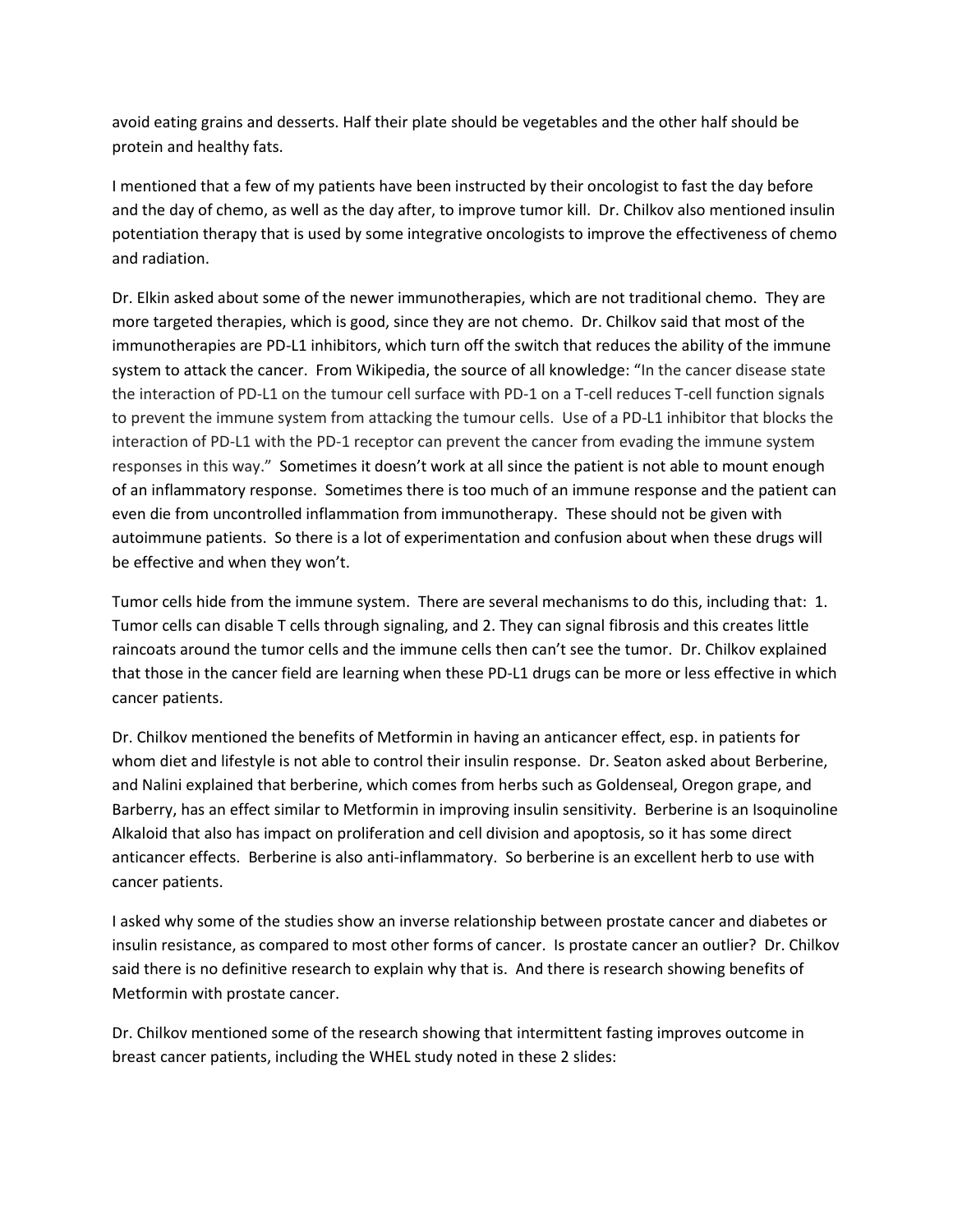avoid eating grains and desserts. Half their plate should be vegetables and the other half should be protein and healthy fats.

I mentioned that a few of my patients have been instructed by their oncologist to fast the day before and the day of chemo, as well as the day after, to improve tumor kill. Dr. Chilkov also mentioned insulin potentiation therapy that is used by some integrative oncologists to improve the effectiveness of chemo and radiation.

Dr. Elkin asked about some of the newer immunotherapies, which are not traditional chemo. They are more targeted therapies, which is good, since they are not chemo. Dr. Chilkov said that most of the immunotherapies are PD-L1 inhibitors, which turn off the switch that reduces the ability of the immune system to attack the cancer. From Wikipedia, the source of all knowledge: "In the cancer disease state the interaction of PD-L1 on the tumour cell surface with PD-1 on a T-cell reduces T-cell function signals to prevent the immune system from attacking the tumour cells. Use of a PD-L1 inhibitor that blocks the interaction of PD-L1 with the PD-1 receptor can prevent the cancer from evading the immune system responses in this way." Sometimes it doesn't work at all since the patient is not able to mount enough of an inflammatory response. Sometimes there is too much of an immune response and the patient can even die from uncontrolled inflammation from immunotherapy. These should not be given with autoimmune patients. So there is a lot of experimentation and confusion about when these drugs will be effective and when they won't.

Tumor cells hide from the immune system. There are several mechanisms to do this, including that: 1. Tumor cells can disable T cells through signaling, and 2. They can signal fibrosis and this creates little raincoats around the tumor cells and the immune cells then can't see the tumor. Dr. Chilkov explained that those in the cancer field are learning when these PD-L1 drugs can be more or less effective in which cancer patients.

Dr. Chilkov mentioned the benefits of Metformin in having an anticancer effect, esp. in patients for whom diet and lifestyle is not able to control their insulin response. Dr. Seaton asked about Berberine, and Nalini explained that berberine, which comes from herbs such as Goldenseal, Oregon grape, and Barberry, has an effect similar to Metformin in improving insulin sensitivity. Berberine is an Isoquinoline Alkaloid that also has impact on proliferation and cell division and apoptosis, so it has some direct anticancer effects. Berberine is also anti-inflammatory. So berberine is an excellent herb to use with cancer patients.

I asked why some of the studies show an inverse relationship between prostate cancer and diabetes or insulin resistance, as compared to most other forms of cancer. Is prostate cancer an outlier? Dr. Chilkov said there is no definitive research to explain why that is. And there is research showing benefits of Metformin with prostate cancer.

Dr. Chilkov mentioned some of the research showing that intermittent fasting improves outcome in breast cancer patients, including the WHEL study noted in these 2 slides: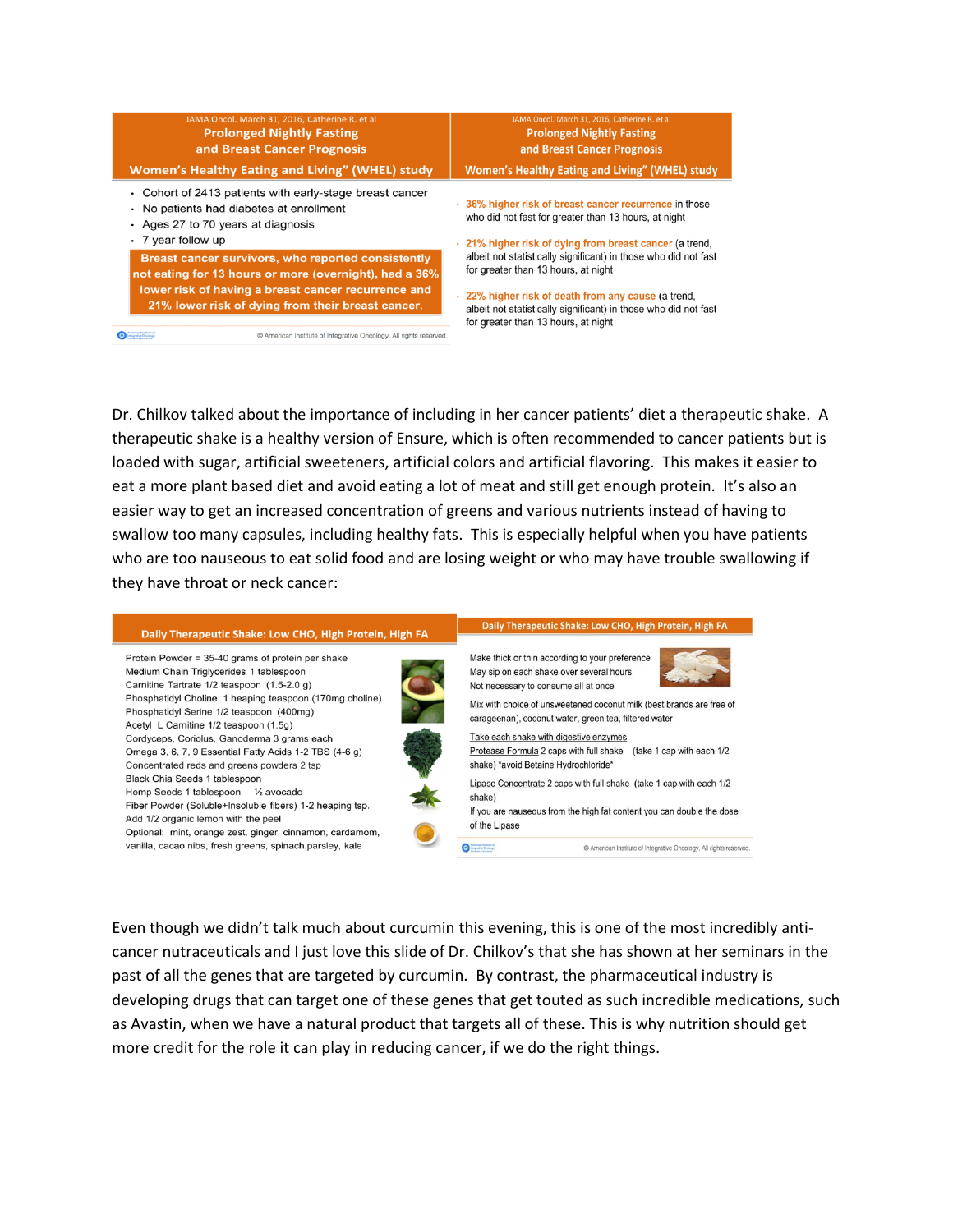JAMA Oncol. March 31, 2016, Catherine R. et al

**Prolonged Nightly Fasting and Breast Cancer Prognosis**

**Women's Healthy Eating and Living" (WHEL) study**

- Cohort of 2413 patients with early-stage breast cancer
- No patients had diabetes at enrollment
- Ages 27 to 70 years at diagnosis
- 7 year follow up

**Breast cancer survivors, who reported consistently not eating for 13 hours or more (overnight), had a 36% lower risk of having a breast cancer recurrence and 21% lower risk of dying from their breast cancer.**

© American Institute of Integrative Oncology. All rights reserved.

JAMA Oncol. March 31, 2016, Catherine R. et al

**Prolonged Nightly Fasting and Breast Cancer Prognosis**

**Women's Healthy Eating and Living" (WHEL) study**

- 36% higher risk of breast cancer recurrence in those who did not fast for greater than 13 hours, at night
- 21% higher risk of dying from breast cancer (a trend, albeit not statistically significant) in those who did not fast for greater than 13 hours, at night
- 22% higher risk of death from any cause (a trend, albeit not statistically significant) in those who did not fast for greater than 13 hours, at night

Dr. Chilkov talked about the importance of including in her cancer patients' diet a therapeutic shake. A therapeutic shake is a healthy version of Ensure, which is often recommended to cancer patients but is loaded with sugar, artificial sweeteners, artificial colors and artificial flavoring. This makes it easier to eat a more plant based diet and avoid eating a lot of meat and still get enough protein. It's also an easier way to get an increased concentration of greens and various nutrients instead of having to swallow too many capsules, including healthy fats. This is especially helpful when you have patients who are too nauseous to eat solid food and are losing weight or who may have trouble swallowing if they have throat or neck cancer:

**Daily Therapeutic Shake: Low CHO, High Protein, High FA**

Protein Powder = 35-40 grams of protein per shake
Medium Chain Triglycerides 1 tablespoon
Carnitine Tartrate 1/2 teaspoon (1.5-2.0 g)
Phosphatidyl Choline 1 heaping teaspoon (170mg choline)
Phosphatidyl Serine 1/2 teaspoon (400mg)
Acetyl L Carnitine 1/2 teaspoon (1.5g)
Cordyceps, Coriolus, Ganoderma 3 grams each
Omega 3, 6, 7, 9 Essential Fatty Acids 1-2 TBS (4-6 g)
Concentrated reds and greens powders 2 tsp
Black Chia Seeds 1 tablespoon
Hemp Seeds 1 tablespoon ½ avocado
Fiber Powder (Soluble+Insoluble fibers) 1-2 heaping tsp.
Add 1/2 organic lemon with the peel
Optional: mint, orange zest, ginger, cinnamon, cardamom, vanilla, cacao nibs, fresh greens, spinach,parsley, kale

**Daily Therapeutic Shake: Low CHO, High Protein, High FA**

Make thick or thin according to your preference
May sip on each shake over several hours
Not necessary to consume all at once

Mix with choice of unsweetened coconut milk (best brands are free of carageenan), coconut water, green tea, filtered water

Take each shake with digestive enzymes
Protease Formula 2 caps with full shake (take 1 cap with each 1/2 shake) *avoid Betaine Hydrochloride*

Lipase Concentrate 2 caps with full shake (take 1 cap with each 1/2 shake)
If you are nauseous from the high fat content you can double the dose of the Lipase

© American Institute of Integrative Oncology. All rights reserved.

Even though we didn't talk much about curcumin this evening, this is one of the most incredibly anti-cancer nutraceuticals and I just love this slide of Dr. Chilkov's that she has shown at her seminars in the past of all the genes that are targeted by curcumin. By contrast, the pharmaceutical industry is developing drugs that can target one of these genes that get touted as such incredible medications, such as Avastin, when we have a natural product that targets all of these. This is why nutrition should get more credit for the role it can play in reducing cancer, if we do the right things.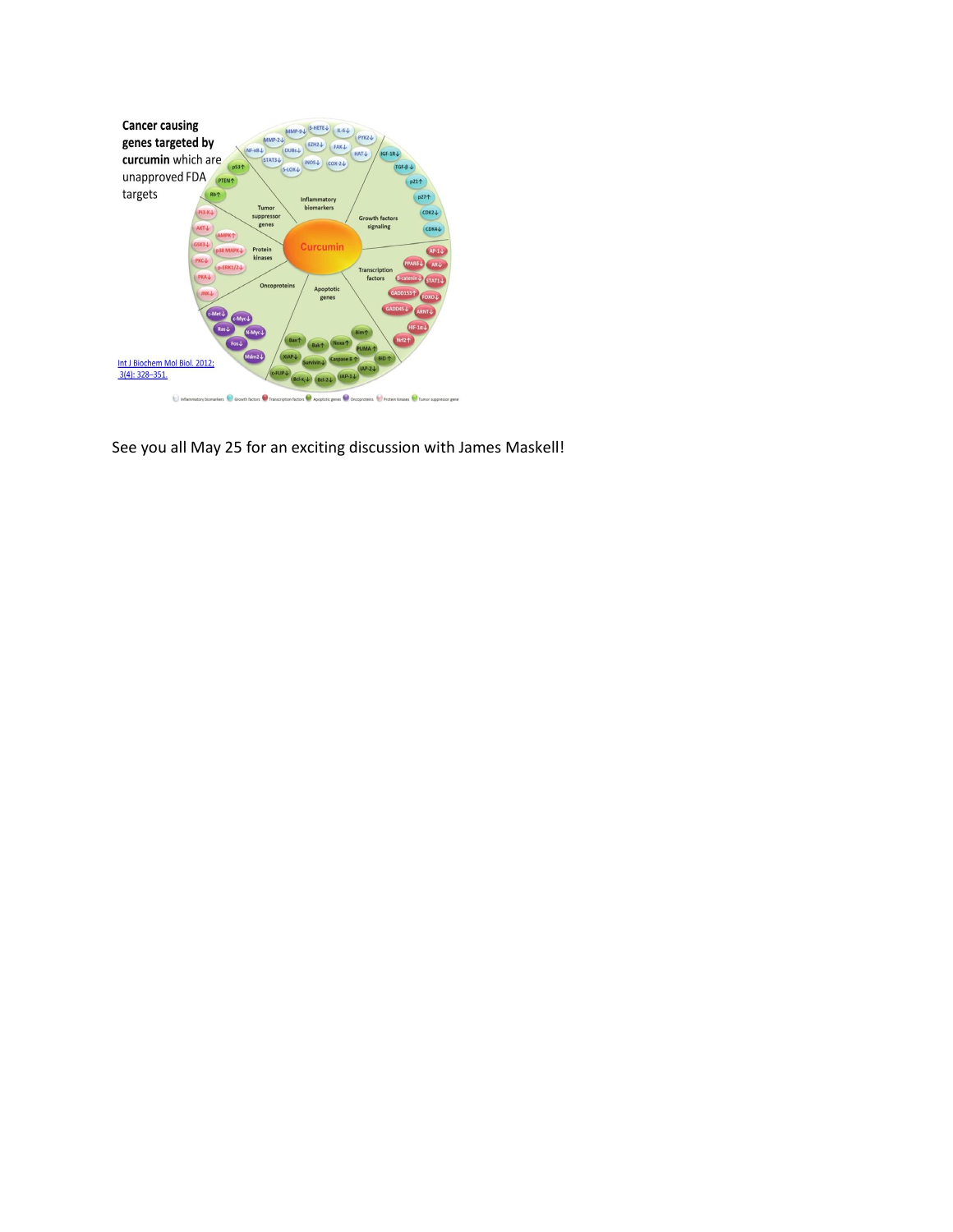**Cancer causing genes targeted by curcumin** which are unapproved FDA targets

Int J Biochem Mol Biol. 2012; 3(4): 328–351.

See you all May 25 for an exciting discussion with James Maskell!